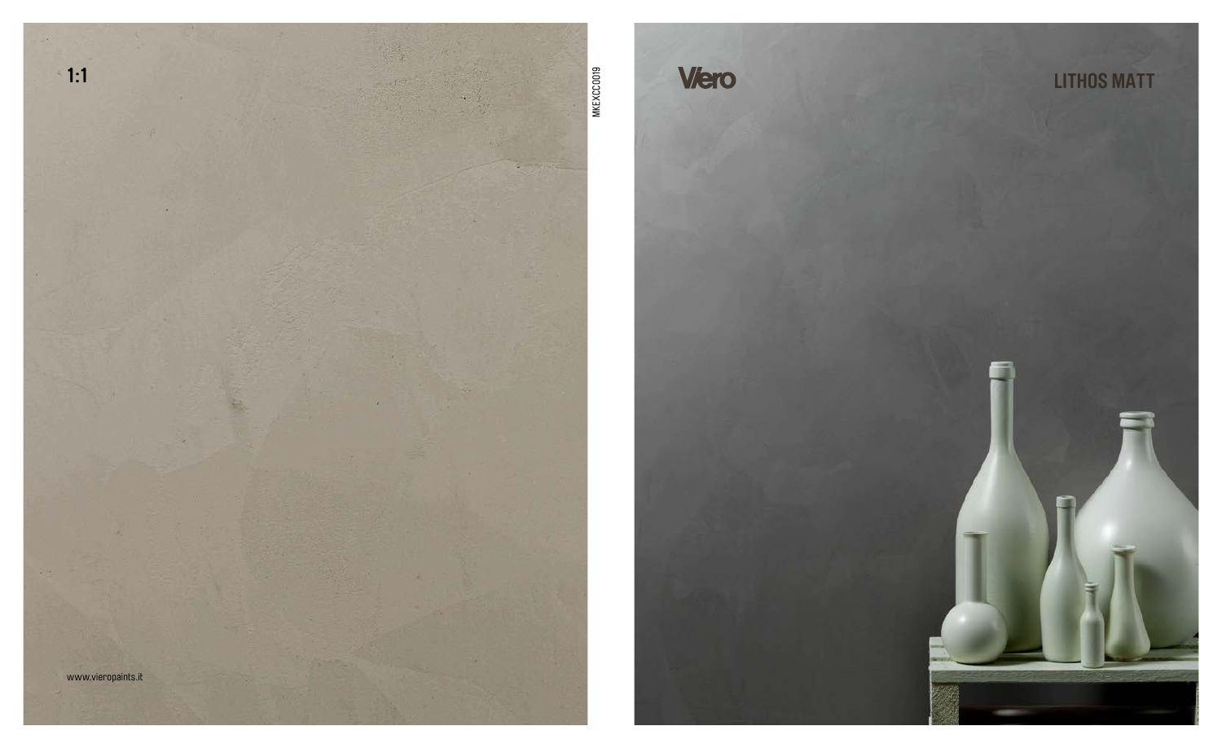1:1

www.vieropaints.it

MKEXCC019

Viero

# LITHOS MATT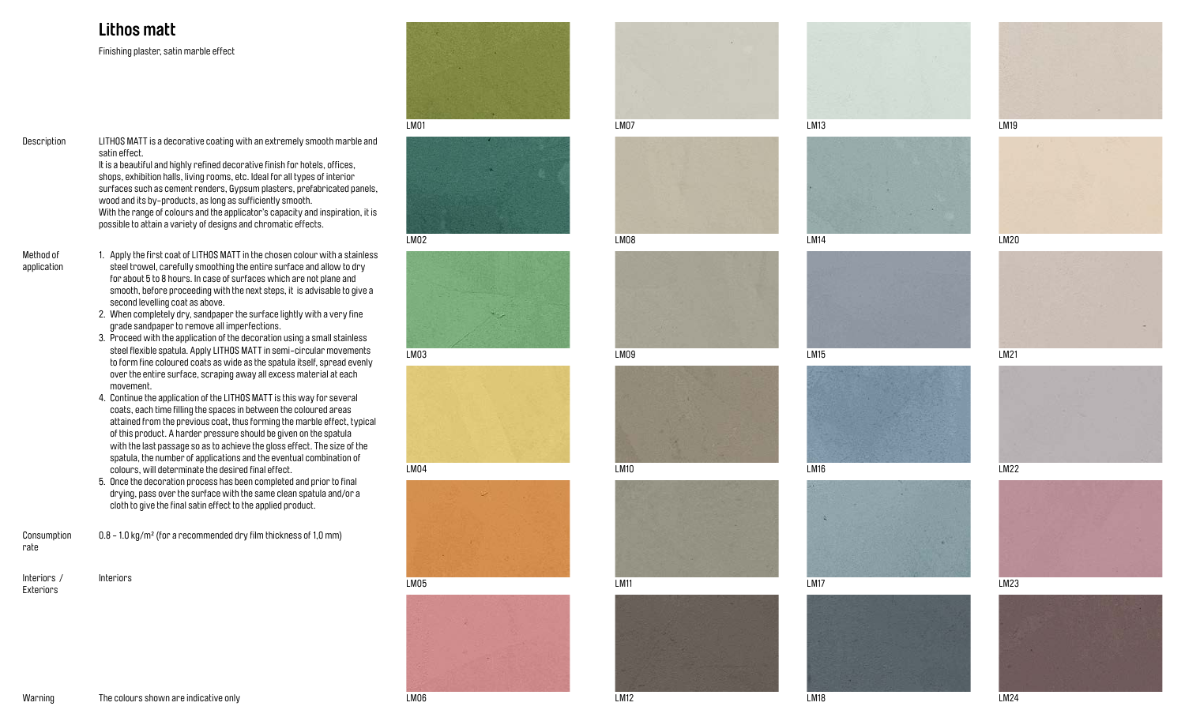# Lithos matt

Finishing plaster, satin marble effect

**Description**

LITHOS MATT is a decorative coating with an extremely smooth marble and satin effect.
It is a beautiful and highly refined decorative finish for hotels, offices, shops, exhibition halls, living rooms, etc. Ideal for all types of interior surfaces such as cement renders, Gypsum plasters, prefabricated panels, wood and its by-products, as long as sufficiently smooth.
With the range of colours and the applicator's capacity and inspiration, it is possible to attain a variety of designs and chromatic effects.

**Method of application**

1. Apply the first coat of LITHOS MATT in the chosen colour with a stainless steel trowel, carefully smoothing the entire surface and allow to dry for about 5 to 8 hours. In case of surfaces which are not plane and smooth, before proceeding with the next steps, it is advisable to give a second levelling coat as above.
2. When completely dry, sandpaper the surface lightly with a very fine grade sandpaper to remove all imperfections.
3. Proceed with the application of the decoration using a small stainless steel flexible spatula. Apply LITHOS MATT in semi-circular movements to form fine coloured coats as wide as the spatula itself, spread evenly over the entire surface, scraping away all excess material at each movement.
4. Continue the application of the LITHOS MATT is this way for several coats, each time filling the spaces in between the coloured areas attained from the previous coat, thus forming the marble effect, typical of this product. A harder pressure should be given on the spatula with the last passage so as to achieve the gloss effect. The size of the spatula, the number of applications and the eventual combination of colours, will determinate the desired final effect.
5. Once the decoration process has been completed and prior to final drying, pass over the surface with the same clean spatula and/or a cloth to give the final satin effect to the applied product.

**Consumption rate**

0.8 – 1.0 kg/m² (for a recommended dry film thickness of 1,0 mm)

**Interiors / Exteriors**

Interiors

**Warning**

The colours shown are indicative only

LM01
LM02
LM03
LM04
LM05
LM06
LM07
LM08
LM09
LM10
LM11
LM12
LM13
LM14
LM15
LM16
LM17
LM18
LM19
LM20
LM21
LM22
LM23
LM24